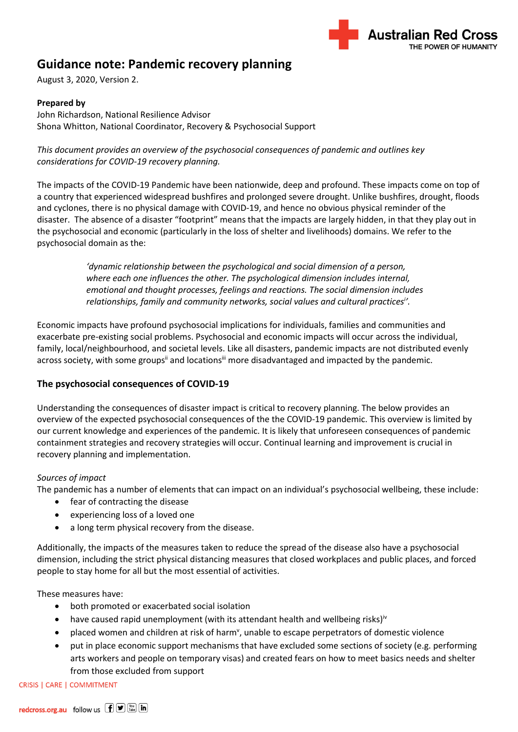# Guidance note: Pandemic recovery planning

August 3, 2020, Version 2.

**Prepared by**
John Richardson, National Resilience Advisor
Shona Whitton, National Coordinator, Recovery & Psychosocial Support

*This document provides an overview of the psychosocial consequences of pandemic and outlines key considerations for COVID-19 recovery planning.*

The impacts of the COVID-19 Pandemic have been nationwide, deep and profound. These impacts come on top of a country that experienced widespread bushfires and prolonged severe drought. Unlike bushfires, drought, floods and cyclones, there is no physical damage with COVID-19, and hence no obvious physical reminder of the disaster. The absence of a disaster "footprint" means that the impacts are largely hidden, in that they play out in the psychosocial and economic (particularly in the loss of shelter and livelihoods) domains. We refer to the psychosocial domain as the:

> *'dynamic relationship between the psychological and social dimension of a person, where each one influences the other. The psychological dimension includes internal, emotional and thought processes, feelings and reactions. The social dimension includes relationships, family and community networks, social values and cultural practices[i]'.*

Economic impacts have profound psychosocial implications for individuals, families and communities and exacerbate pre-existing social problems. Psychosocial and economic impacts will occur across the individual, family, local/neighbourhood, and societal levels. Like all disasters, pandemic impacts are not distributed evenly across society, with some groups[ii] and locations[iii] more disadvantaged and impacted by the pandemic.

## The psychosocial consequences of COVID-19

Understanding the consequences of disaster impact is critical to recovery planning. The below provides an overview of the expected psychosocial consequences of the the COVID-19 pandemic. This overview is limited by our current knowledge and experiences of the pandemic. It is likely that unforeseen consequences of pandemic containment strategies and recovery strategies will occur. Continual learning and improvement is crucial in recovery planning and implementation.

*Sources of impact*

The pandemic has a number of elements that can impact on an individual's psychosocial wellbeing, these include:

- fear of contracting the disease
- experiencing loss of a loved one
- a long term physical recovery from the disease.

Additionally, the impacts of the measures taken to reduce the spread of the disease also have a psychosocial dimension, including the strict physical distancing measures that closed workplaces and public places, and forced people to stay home for all but the most essential of activities.

These measures have:

- both promoted or exacerbated social isolation
- have caused rapid unemployment (with its attendant health and wellbeing risks)[iv]
- placed women and children at risk of harm[v], unable to escape perpetrators of domestic violence
- put in place economic support mechanisms that have excluded some sections of society (e.g. performing arts workers and people on temporary visas) and created fears on how to meet basics needs and shelter from those excluded from support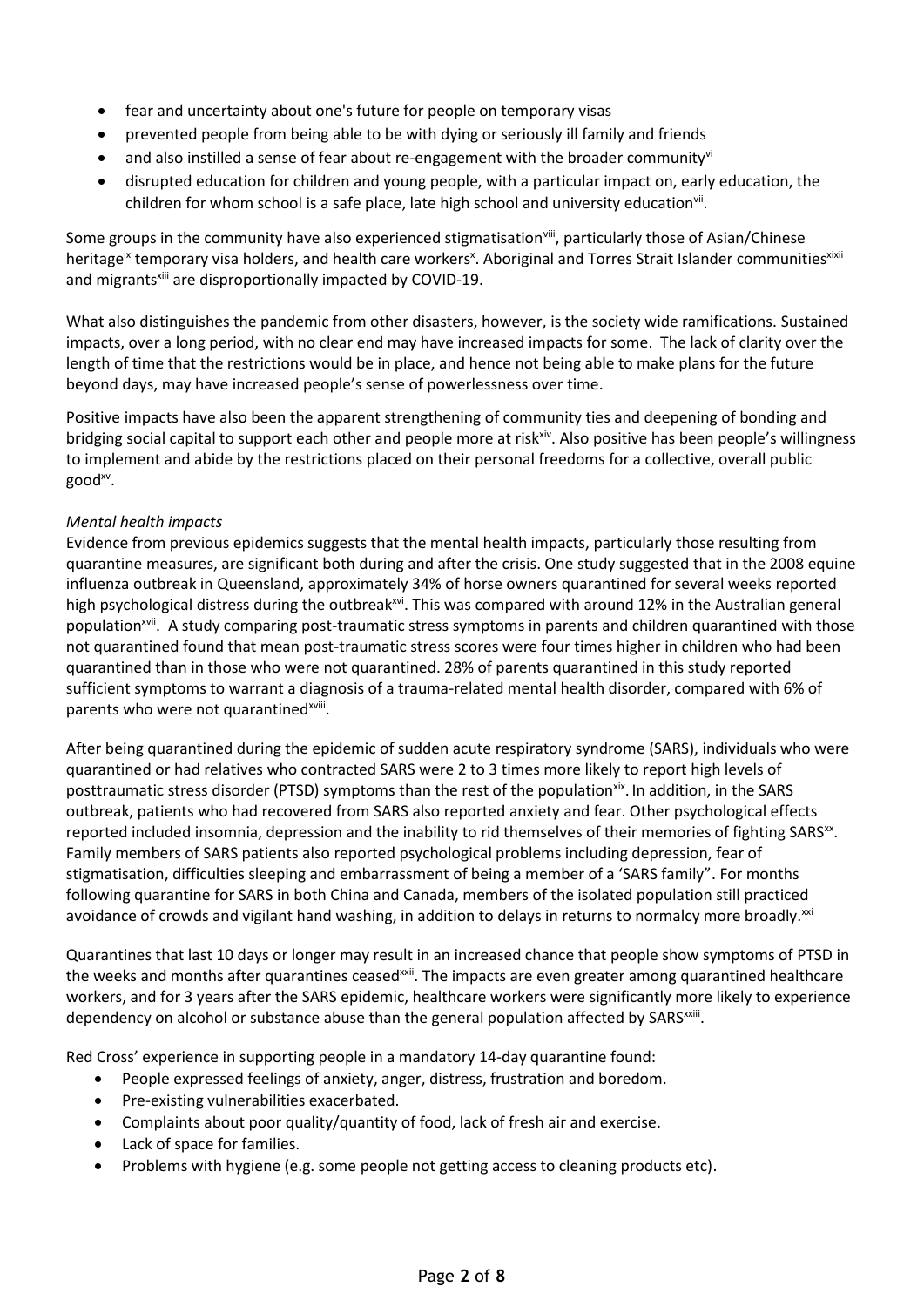- fear and uncertainty about one's future for people on temporary visas
- prevented people from being able to be with dying or seriously ill family and friends
- and also instilled a sense of fear about re-engagement with the broader community[vi]
- disrupted education for children and young people, with a particular impact on, early education, the children for whom school is a safe place, late high school and university education[vii].

Some groups in the community have also experienced stigmatisation[viii], particularly those of Asian/Chinese heritage[ix] temporary visa holders, and health care workers[x]. Aboriginal and Torres Strait Islander communities[xixii] and migrants[xiii] are disproportionally impacted by COVID-19.

What also distinguishes the pandemic from other disasters, however, is the society wide ramifications. Sustained impacts, over a long period, with no clear end may have increased impacts for some. The lack of clarity over the length of time that the restrictions would be in place, and hence not being able to make plans for the future beyond days, may have increased people's sense of powerlessness over time.

Positive impacts have also been the apparent strengthening of community ties and deepening of bonding and bridging social capital to support each other and people more at risk[xiv]. Also positive has been people's willingness to implement and abide by the restrictions placed on their personal freedoms for a collective, overall public good[xv].

*Mental health impacts*

Evidence from previous epidemics suggests that the mental health impacts, particularly those resulting from quarantine measures, are significant both during and after the crisis. One study suggested that in the 2008 equine influenza outbreak in Queensland, approximately 34% of horse owners quarantined for several weeks reported high psychological distress during the outbreak[xvi]. This was compared with around 12% in the Australian general population[xvii]. A study comparing post-traumatic stress symptoms in parents and children quarantined with those not quarantined found that mean post-traumatic stress scores were four times higher in children who had been quarantined than in those who were not quarantined. 28% of parents quarantined in this study reported sufficient symptoms to warrant a diagnosis of a trauma-related mental health disorder, compared with 6% of parents who were not quarantined[xviii].

After being quarantined during the epidemic of sudden acute respiratory syndrome (SARS), individuals who were quarantined or had relatives who contracted SARS were 2 to 3 times more likely to report high levels of posttraumatic stress disorder (PTSD) symptoms than the rest of the population[xix]. In addition, in the SARS outbreak, patients who had recovered from SARS also reported anxiety and fear. Other psychological effects reported included insomnia, depression and the inability to rid themselves of their memories of fighting SARS[xx]. Family members of SARS patients also reported psychological problems including depression, fear of stigmatisation, difficulties sleeping and embarrassment of being a member of a 'SARS family". For months following quarantine for SARS in both China and Canada, members of the isolated population still practiced avoidance of crowds and vigilant hand washing, in addition to delays in returns to normalcy more broadly.[xxi]

Quarantines that last 10 days or longer may result in an increased chance that people show symptoms of PTSD in the weeks and months after quarantines ceased[xxii]. The impacts are even greater among quarantined healthcare workers, and for 3 years after the SARS epidemic, healthcare workers were significantly more likely to experience dependency on alcohol or substance abuse than the general population affected by SARS[xxiii].

Red Cross' experience in supporting people in a mandatory 14-day quarantine found:

- People expressed feelings of anxiety, anger, distress, frustration and boredom.
- Pre-existing vulnerabilities exacerbated.
- Complaints about poor quality/quantity of food, lack of fresh air and exercise.
- Lack of space for families.
- Problems with hygiene (e.g. some people not getting access to cleaning products etc).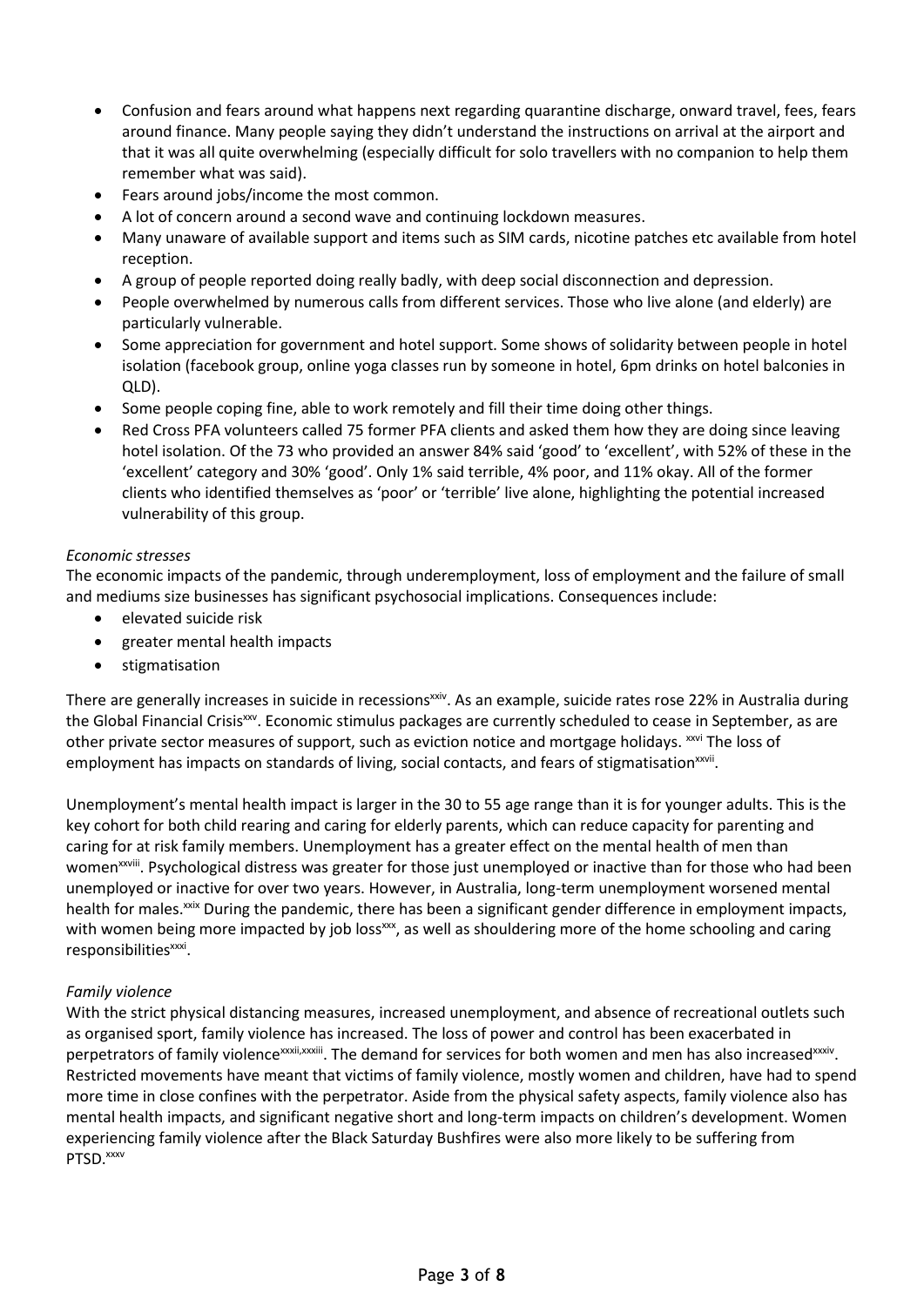- Confusion and fears around what happens next regarding quarantine discharge, onward travel, fees, fears around finance. Many people saying they didn't understand the instructions on arrival at the airport and that it was all quite overwhelming (especially difficult for solo travellers with no companion to help them remember what was said).
- Fears around jobs/income the most common.
- A lot of concern around a second wave and continuing lockdown measures.
- Many unaware of available support and items such as SIM cards, nicotine patches etc available from hotel reception.
- A group of people reported doing really badly, with deep social disconnection and depression.
- People overwhelmed by numerous calls from different services. Those who live alone (and elderly) are particularly vulnerable.
- Some appreciation for government and hotel support. Some shows of solidarity between people in hotel isolation (facebook group, online yoga classes run by someone in hotel, 6pm drinks on hotel balconies in QLD).
- Some people coping fine, able to work remotely and fill their time doing other things.
- Red Cross PFA volunteers called 75 former PFA clients and asked them how they are doing since leaving hotel isolation. Of the 73 who provided an answer 84% said 'good' to 'excellent', with 52% of these in the 'excellent' category and 30% 'good'. Only 1% said terrible, 4% poor, and 11% okay. All of the former clients who identified themselves as 'poor' or 'terrible' live alone, highlighting the potential increased vulnerability of this group.

*Economic stresses*

The economic impacts of the pandemic, through underemployment, loss of employment and the failure of small and mediums size businesses has significant psychosocial implications. Consequences include:

- elevated suicide risk
- greater mental health impacts
- stigmatisation

There are generally increases in suicide in recessions[xxiv]. As an example, suicide rates rose 22% in Australia during the Global Financial Crisis[xxv]. Economic stimulus packages are currently scheduled to cease in September, as are other private sector measures of support, such as eviction notice and mortgage holidays. [xxvi] The loss of employment has impacts on standards of living, social contacts, and fears of stigmatisation[xxvii].

Unemployment's mental health impact is larger in the 30 to 55 age range than it is for younger adults. This is the key cohort for both child rearing and caring for elderly parents, which can reduce capacity for parenting and caring for at risk family members. Unemployment has a greater effect on the mental health of men than women[xxviii]. Psychological distress was greater for those just unemployed or inactive than for those who had been unemployed or inactive for over two years. However, in Australia, long-term unemployment worsened mental health for males.[xxix] During the pandemic, there has been a significant gender difference in employment impacts, with women being more impacted by job loss[xxx], as well as shouldering more of the home schooling and caring responsibilities[xxxi].

*Family violence*

With the strict physical distancing measures, increased unemployment, and absence of recreational outlets such as organised sport, family violence has increased. The loss of power and control has been exacerbated in perpetrators of family violence[xxxii,xxxiii]. The demand for services for both women and men has also increased[xxxiv]. Restricted movements have meant that victims of family violence, mostly women and children, have had to spend more time in close confines with the perpetrator. Aside from the physical safety aspects, family violence also has mental health impacts, and significant negative short and long-term impacts on children's development. Women experiencing family violence after the Black Saturday Bushfires were also more likely to be suffering from PTSD.[xxxv]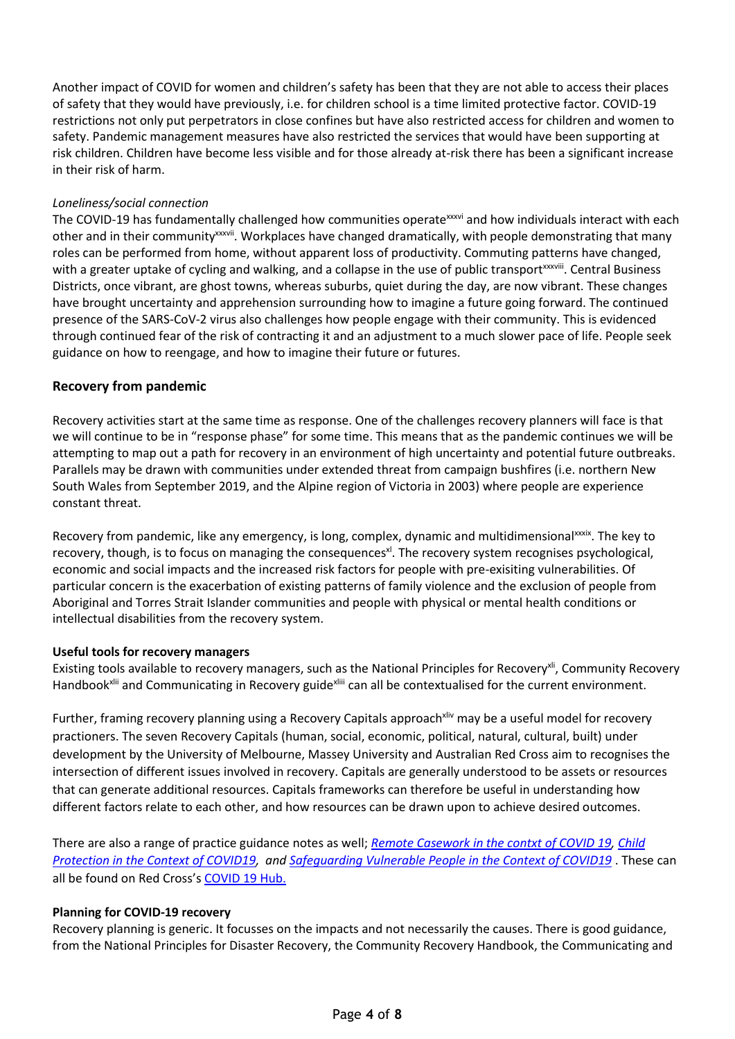Another impact of COVID for women and children's safety has been that they are not able to access their places of safety that they would have previously, i.e. for children school is a time limited protective factor. COVID-19 restrictions not only put perpetrators in close confines but have also restricted access for children and women to safety. Pandemic management measures have also restricted the services that would have been supporting at risk children. Children have become less visible and for those already at-risk there has been a significant increase in their risk of harm.

*Loneliness/social connection*

The COVID-19 has fundamentally challenged how communities operate[xxxvi] and how individuals interact with each other and in their community[xxxvii]. Workplaces have changed dramatically, with people demonstrating that many roles can be performed from home, without apparent loss of productivity. Commuting patterns have changed, with a greater uptake of cycling and walking, and a collapse in the use of public transport[xxxviii]. Central Business Districts, once vibrant, are ghost towns, whereas suburbs, quiet during the day, are now vibrant. These changes have brought uncertainty and apprehension surrounding how to imagine a future going forward. The continued presence of the SARS-CoV-2 virus also challenges how people engage with their community. This is evidenced through continued fear of the risk of contracting it and an adjustment to a much slower pace of life. People seek guidance on how to reengage, and how to imagine their future or futures.

## Recovery from pandemic

Recovery activities start at the same time as response. One of the challenges recovery planners will face is that we will continue to be in "response phase" for some time. This means that as the pandemic continues we will be attempting to map out a path for recovery in an environment of high uncertainty and potential future outbreaks. Parallels may be drawn with communities under extended threat from campaign bushfires (i.e. northern New South Wales from September 2019, and the Alpine region of Victoria in 2003) where people are experience constant threat.

Recovery from pandemic, like any emergency, is long, complex, dynamic and multidimensional[xxxix]. The key to recovery, though, is to focus on managing the consequences[xl]. The recovery system recognises psychological, economic and social impacts and the increased risk factors for people with pre-exisiting vulnerabilities. Of particular concern is the exacerbation of existing patterns of family violence and the exclusion of people from Aboriginal and Torres Strait Islander communities and people with physical or mental health conditions or intellectual disabilities from the recovery system.

**Useful tools for recovery managers**

Existing tools available to recovery managers, such as the National Principles for Recovery[xli], Community Recovery Handbook[xlii] and Communicating in Recovery guide[xliii] can all be contextualised for the current environment.

Further, framing recovery planning using a Recovery Capitals approach[xliv] may be a useful model for recovery practioners. The seven Recovery Capitals (human, social, economic, political, natural, cultural, built) under development by the University of Melbourne, Massey University and Australian Red Cross aim to recognises the intersection of different issues involved in recovery. Capitals are generally understood to be assets or resources that can generate additional resources. Capitals frameworks can therefore be useful in understanding how different factors relate to each other, and how resources can be drawn upon to achieve desired outcomes.

There are also a range of practice guidance notes as well; *Remote Casework in the contxt of COVID 19*, *Child Protection in the Context of COVID19*, and *Safeguarding Vulnerable People in the Context of COVID19* . These can all be found on Red Cross's COVID 19 Hub.

**Planning for COVID-19 recovery**

Recovery planning is generic. It focusses on the impacts and not necessarily the causes. There is good guidance, from the National Principles for Disaster Recovery, the Community Recovery Handbook, the Communicating and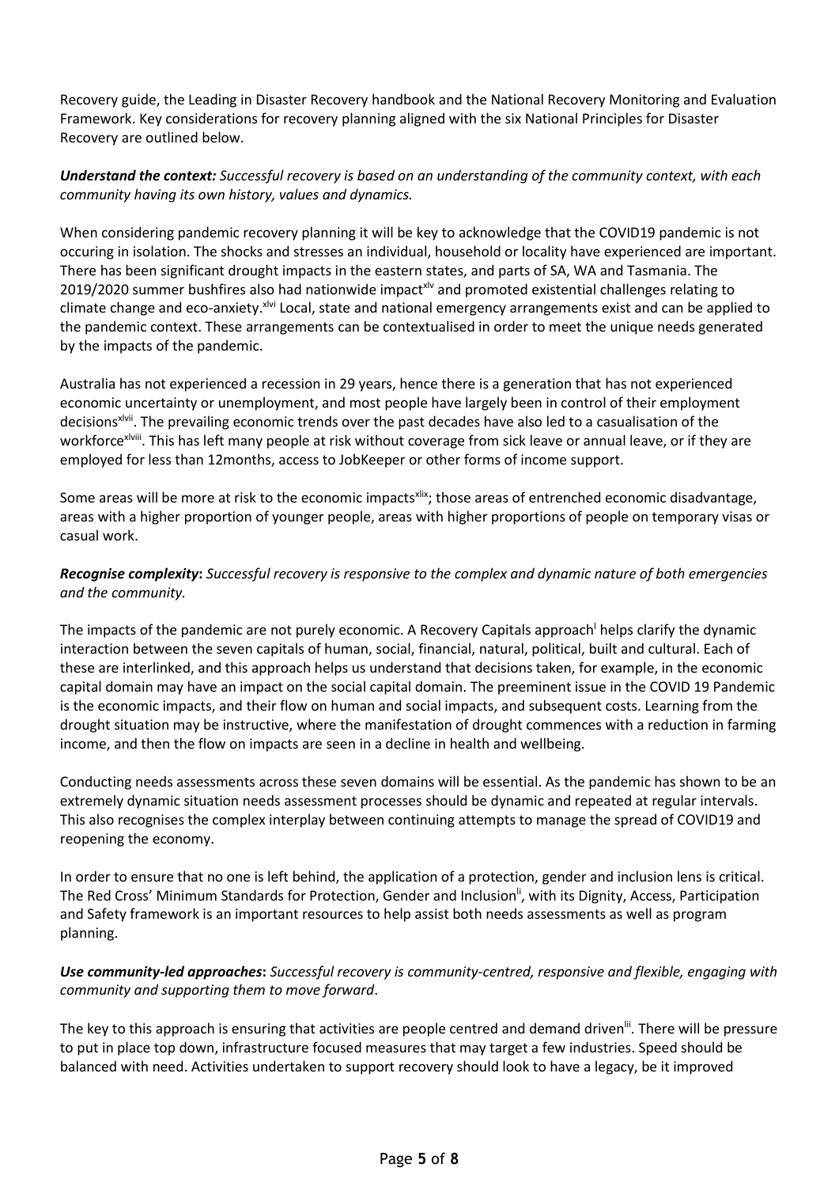Recovery guide, the Leading in Disaster Recovery handbook and the National Recovery Monitoring and Evaluation Framework. Key considerations for recovery planning aligned with the six National Principles for Disaster Recovery are outlined below.

***Understand the context:*** *Successful recovery is based on an understanding of the community context, with each community having its own history, values and dynamics.*

When considering pandemic recovery planning it will be key to acknowledge that the COVID19 pandemic is not occuring in isolation. The shocks and stresses an individual, household or locality have experienced are important. There has been significant drought impacts in the eastern states, and parts of SA, WA and Tasmania. The 2019/2020 summer bushfires also had nationwide impact[xlv] and promoted existential challenges relating to climate change and eco-anxiety.[xlvi] Local, state and national emergency arrangements exist and can be applied to the pandemic context. These arrangements can be contextualised in order to meet the unique needs generated by the impacts of the pandemic.

Australia has not experienced a recession in 29 years, hence there is a generation that has not experienced economic uncertainty or unemployment, and most people have largely been in control of their employment decisions[xlvii]. The prevailing economic trends over the past decades have also led to a casualisation of the workforce[xlviii]. This has left many people at risk without coverage from sick leave or annual leave, or if they are employed for less than 12months, access to JobKeeper or other forms of income support.

Some areas will be more at risk to the economic impacts[xlix]; those areas of entrenched economic disadvantage, areas with a higher proportion of younger people, areas with higher proportions of people on temporary visas or casual work.

***Recognise complexity*:** *Successful recovery is responsive to the complex and dynamic nature of both emergencies and the community.*

The impacts of the pandemic are not purely economic. A Recovery Capitals approach[l] helps clarify the dynamic interaction between the seven capitals of human, social, financial, natural, political, built and cultural. Each of these are interlinked, and this approach helps us understand that decisions taken, for example, in the economic capital domain may have an impact on the social capital domain. The preeminent issue in the COVID 19 Pandemic is the economic impacts, and their flow on human and social impacts, and subsequent costs. Learning from the drought situation may be instructive, where the manifestation of drought commences with a reduction in farming income, and then the flow on impacts are seen in a decline in health and wellbeing.

Conducting needs assessments across these seven domains will be essential. As the pandemic has shown to be an extremely dynamic situation needs assessment processes should be dynamic and repeated at regular intervals. This also recognises the complex interplay between continuing attempts to manage the spread of COVID19 and reopening the economy.

In order to ensure that no one is left behind, the application of a protection, gender and inclusion lens is critical. The Red Cross' Minimum Standards for Protection, Gender and Inclusion[li], with its Dignity, Access, Participation and Safety framework is an important resources to help assist both needs assessments as well as program planning.

***Use community-led approaches*:** *Successful recovery is community-centred, responsive and flexible, engaging with community and supporting them to move forward*.

The key to this approach is ensuring that activities are people centred and demand driven[lii]. There will be pressure to put in place top down, infrastructure focused measures that may target a few industries. Speed should be balanced with need. Activities undertaken to support recovery should look to have a legacy, be it improved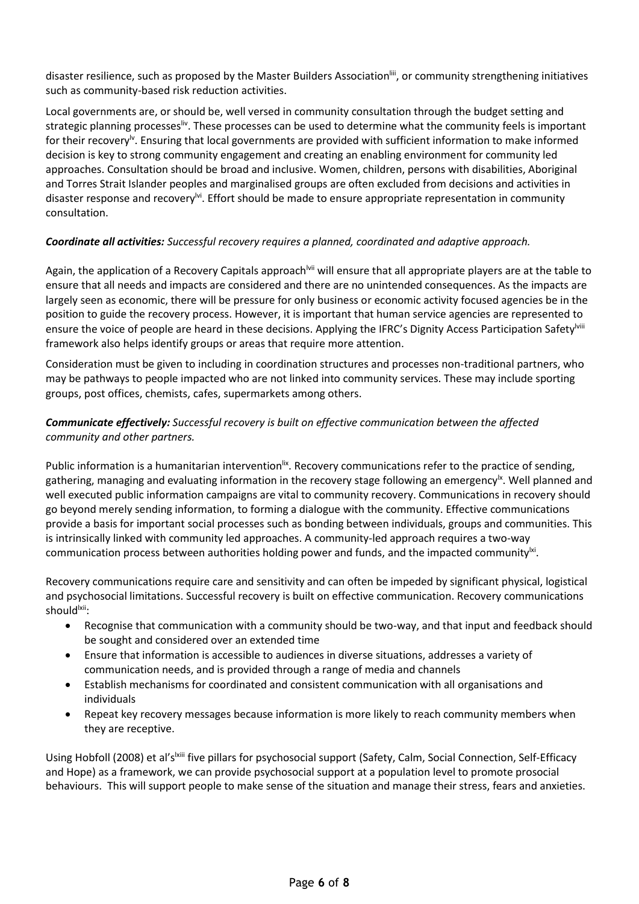disaster resilience, such as proposed by the Master Builders Association[liii], or community strengthening initiatives such as community-based risk reduction activities.

Local governments are, or should be, well versed in community consultation through the budget setting and strategic planning processes[liv]. These processes can be used to determine what the community feels is important for their recovery[lv]. Ensuring that local governments are provided with sufficient information to make informed decision is key to strong community engagement and creating an enabling environment for community led approaches. Consultation should be broad and inclusive. Women, children, persons with disabilities, Aboriginal and Torres Strait Islander peoples and marginalised groups are often excluded from decisions and activities in disaster response and recovery[lvi]. Effort should be made to ensure appropriate representation in community consultation.

***Coordinate all activities:*** *Successful recovery requires a planned, coordinated and adaptive approach.*

Again, the application of a Recovery Capitals approach[lvii] will ensure that all appropriate players are at the table to ensure that all needs and impacts are considered and there are no unintended consequences. As the impacts are largely seen as economic, there will be pressure for only business or economic activity focused agencies be in the position to guide the recovery process. However, it is important that human service agencies are represented to ensure the voice of people are heard in these decisions. Applying the IFRC's Dignity Access Participation Safety[lviii] framework also helps identify groups or areas that require more attention.

Consideration must be given to including in coordination structures and processes non-traditional partners, who may be pathways to people impacted who are not linked into community services. These may include sporting groups, post offices, chemists, cafes, supermarkets among others.

***Communicate effectively:*** *Successful recovery is built on effective communication between the affected community and other partners.*

Public information is a humanitarian intervention[lix]. Recovery communications refer to the practice of sending, gathering, managing and evaluating information in the recovery stage following an emergency[lx]. Well planned and well executed public information campaigns are vital to community recovery. Communications in recovery should go beyond merely sending information, to forming a dialogue with the community. Effective communications provide a basis for important social processes such as bonding between individuals, groups and communities. This is intrinsically linked with community led approaches. A community-led approach requires a two-way communication process between authorities holding power and funds, and the impacted community[lxi].

Recovery communications require care and sensitivity and can often be impeded by significant physical, logistical and psychosocial limitations. Successful recovery is built on effective communication. Recovery communications should[lxii]:

- Recognise that communication with a community should be two-way, and that input and feedback should be sought and considered over an extended time
- Ensure that information is accessible to audiences in diverse situations, addresses a variety of communication needs, and is provided through a range of media and channels
- Establish mechanisms for coordinated and consistent communication with all organisations and individuals
- Repeat key recovery messages because information is more likely to reach community members when they are receptive.

Using Hobfoll (2008) et al's[lxiii] five pillars for psychosocial support (Safety, Calm, Social Connection, Self-Efficacy and Hope) as a framework, we can provide psychosocial support at a population level to promote prosocial behaviours. This will support people to make sense of the situation and manage their stress, fears and anxieties.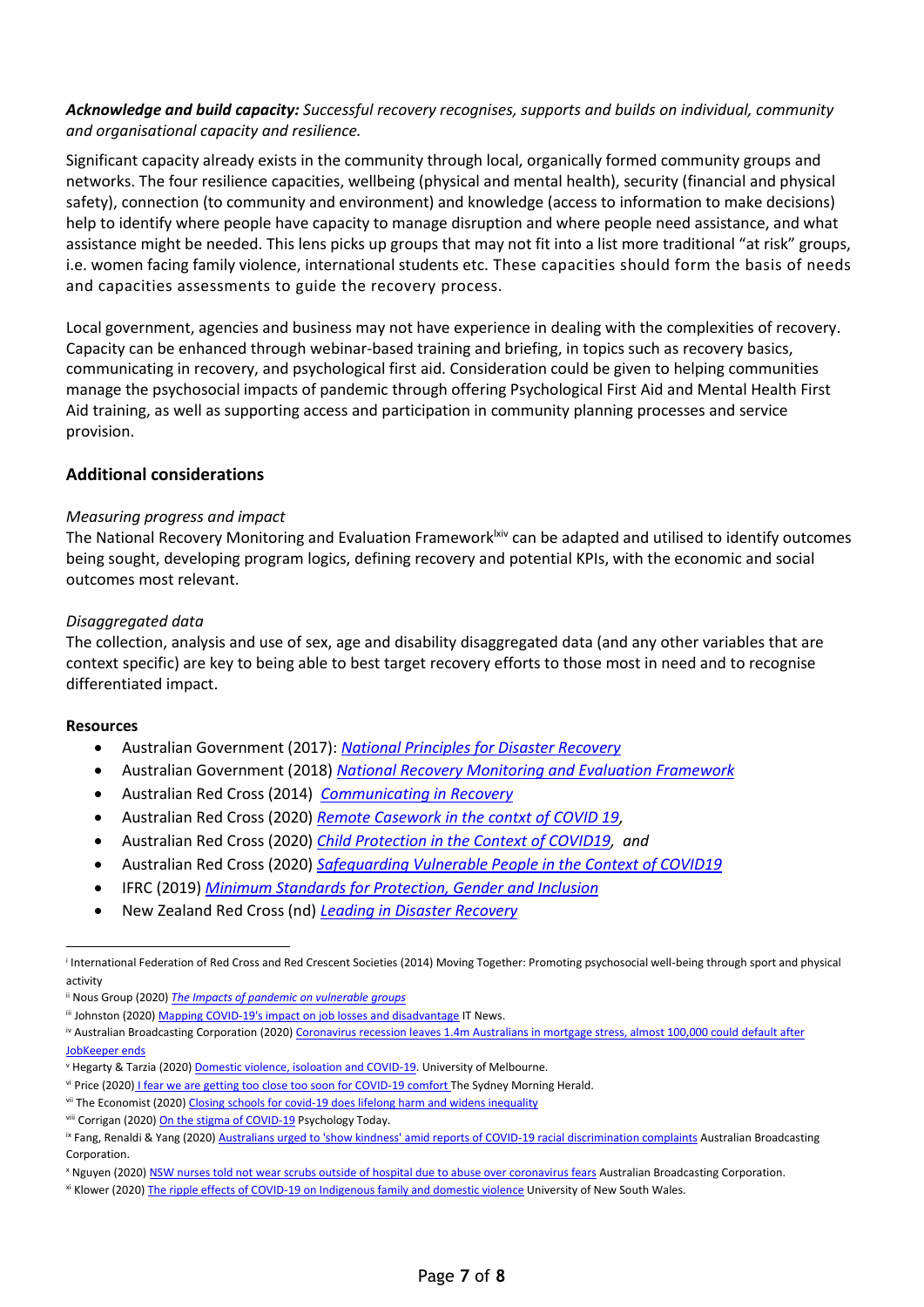***Acknowledge and build capacity:*** *Successful recovery recognises, supports and builds on individual, community and organisational capacity and resilience.*

Significant capacity already exists in the community through local, organically formed community groups and networks. The four resilience capacities, wellbeing (physical and mental health), security (financial and physical safety), connection (to community and environment) and knowledge (access to information to make decisions) help to identify where people have capacity to manage disruption and where people need assistance, and what assistance might be needed. This lens picks up groups that may not fit into a list more traditional "at risk" groups, i.e. women facing family violence, international students etc. These capacities should form the basis of needs and capacities assessments to guide the recovery process.

Local government, agencies and business may not have experience in dealing with the complexities of recovery. Capacity can be enhanced through webinar-based training and briefing, in topics such as recovery basics, communicating in recovery, and psychological first aid. Consideration could be given to helping communities manage the psychosocial impacts of pandemic through offering Psychological First Aid and Mental Health First Aid training, as well as supporting access and participation in community planning processes and service provision.

## Additional considerations

*Measuring progress and impact*

The National Recovery Monitoring and Evaluation Framework[lxiv] can be adapted and utilised to identify outcomes being sought, developing program logics, defining recovery and potential KPIs, with the economic and social outcomes most relevant.

*Disaggregated data*

The collection, analysis and use of sex, age and disability disaggregated data (and any other variables that are context specific) are key to being able to best target recovery efforts to those most in need and to recognise differentiated impact.

**Resources**

- Australian Government (2017): *National Principles for Disaster Recovery*
- Australian Government (2018) *National Recovery Monitoring and Evaluation Framework*
- Australian Red Cross (2014) *Communicating in Recovery*
- Australian Red Cross (2020) *Remote Casework in the contxt of COVID 19*,
- Australian Red Cross (2020) *Child Protection in the Context of COVID19*, *and*
- Australian Red Cross (2020) *Safeguarding Vulnerable People in the Context of COVID19*
- IFRC (2019) *Minimum Standards for Protection, Gender and Inclusion*
- New Zealand Red Cross (nd) *Leading in Disaster Recovery*

---

[i] International Federation of Red Cross and Red Crescent Societies (2014) Moving Together: Promoting psychosocial well-being through sport and physical activity

[ii] Nous Group (2020) *The Impacts of pandemic on vulnerable groups*

[iii] Johnston (2020) Mapping COVID-19's impact on job losses and disadvantage IT News.

[iv] Australian Broadcasting Corporation (2020) Coronavirus recession leaves 1.4m Australians in mortgage stress, almost 100,000 could default after JobKeeper ends

[v] Hegarty & Tarzia (2020) Domestic violence, isoloation and COVID-19. University of Melbourne.

[vi] Price (2020) I fear we are getting too close too soon for COVID-19 comfort The Sydney Morning Herald.

[vii] The Economist (2020) Closing schools for covid-19 does lifelong harm and widens inequality

[viii] Corrigan (2020) On the stigma of COVID-19 Psychology Today.

[ix] Fang, Renaldi & Yang (2020) Australians urged to 'show kindness' amid reports of COVID-19 racial discrimination complaints Australian Broadcasting Corporation.

[x] Nguyen (2020) NSW nurses told not wear scrubs outside of hospital due to abuse over coronavirus fears Australian Broadcasting Corporation.

[xi] Klower (2020) The ripple effects of COVID-19 on Indigenous family and domestic violence University of New South Wales.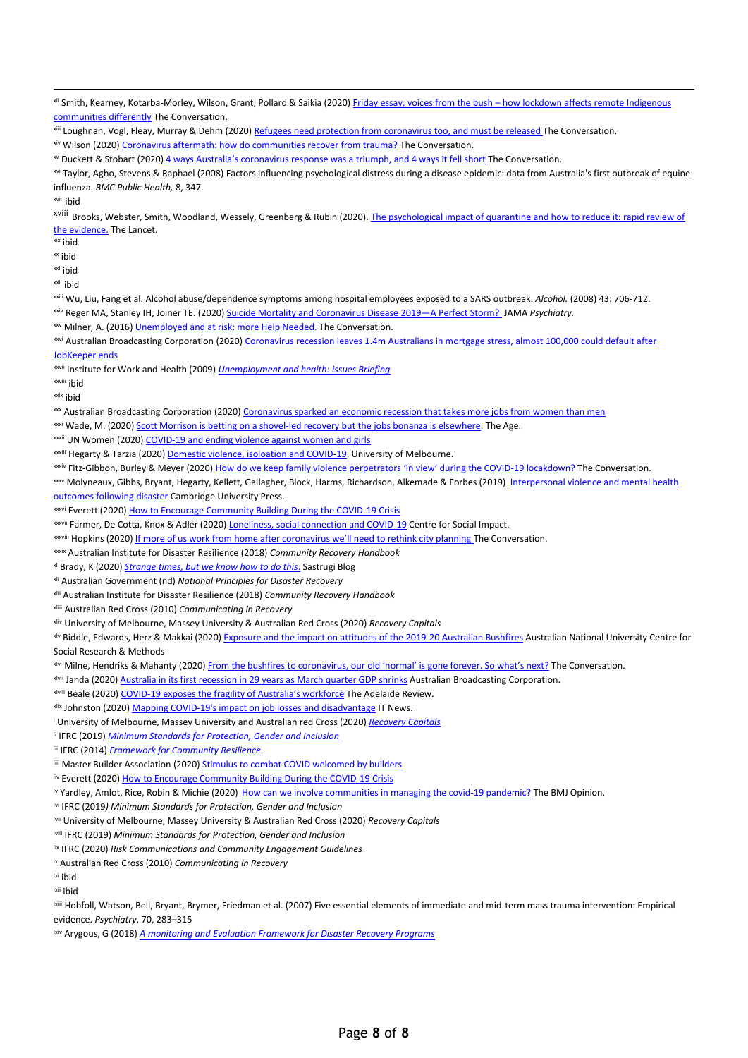[xii] Smith, Kearney, Kotarba-Morley, Wilson, Grant, Pollard & Saikia (2020) Friday essay: voices from the bush – how lockdown affects remote Indigenous communities differently The Conversation.

[xiii] Loughnan, Vogl, Fleay, Murray & Dehm (2020) Refugees need protection from coronavirus too, and must be released The Conversation.

[xiv] Wilson (2020) Coronavirus aftermath: how do communities recover from trauma? The Conversation.

[xv] Duckett & Stobart (2020) 4 ways Australia's coronavirus response was a triumph, and 4 ways it fell short The Conversation.

[xvi] Taylor, Agho, Stevens & Raphael (2008) Factors influencing psychological distress during a disease epidemic: data from Australia's first outbreak of equine influenza. *BMC Public Health,* 8, 347.

[xvii] ibid

[xviii] Brooks, Webster, Smith, Woodland, Wessely, Greenberg & Rubin (2020). The psychological impact of quarantine and how to reduce it: rapid review of the evidence. The Lancet.

[xix] ibid

[xx] ibid

[xxi] ibid

[xxii] ibid

[xxiii] Wu, Liu, Fang et al. Alcohol abuse/dependence symptoms among hospital employees exposed to a SARS outbreak. *Alcohol.* (2008) 43: 706-712.

[xxiv] Reger MA, Stanley IH, Joiner TE. (2020) Suicide Mortality and Coronavirus Disease 2019—A Perfect Storm? JAMA *Psychiatry.*

[xxv] Milner, A. (2016) Unemployed and at risk: more Help Needed. The Conversation.

[xxvi] Australian Broadcasting Corporation (2020) Coronavirus recession leaves 1.4m Australians in mortgage stress, almost 100,000 could default after JobKeeper ends

[xxvii] Institute for Work and Health (2009) *Unemployment and health: Issues Briefing*

[xxviii] ibid

[xxix] ibid

[xxx] Australian Broadcasting Corporation (2020) Coronavirus sparked an economic recession that takes more jobs from women than men

[xxxi] Wade, M. (2020) Scott Morrison is betting on a shovel-led recovery but the jobs bonanza is elsewhere. The Age.

[xxxii] UN Women (2020) COVID-19 and ending violence against women and girls

[xxxiii] Hegarty & Tarzia (2020) Domestic violence, isoloation and COVID-19. University of Melbourne.

[xxxiv] Fitz-Gibbon, Burley & Meyer (2020) How do we keep family violence perpetrators 'in view' during the COVID-19 lockdown? The Conversation.

[xxxv] Molyneaux, Gibbs, Bryant, Hegarty, Kellett, Gallagher, Block, Harms, Richardson, Alkemade & Forbes (2019) Interpersonal violence and mental health outcomes following disaster Cambridge University Press.

[xxxvi] Everett (2020) How to Encourage Community Building During the COVID-19 Crisis

[xxxvii] Farmer, De Cotta, Knox & Adler (2020) Loneliness, social connection and COVID-19 Centre for Social Impact.

[xxxviii] Hopkins (2020) If more of us work from home after coronavirus we'll need to rethink city planning The Conversation.

[xxxix] Australian Institute for Disaster Resilience (2018) *Community Recovery Handbook*

[xl] Brady, K (2020) *Strange times, but we know how to do this.* Sastrugi Blog

[xli] Australian Government (nd) *National Principles for Disaster Recovery*

[xlii] Australian Institute for Disaster Resilience (2018) *Community Recovery Handbook*

[xliii] Australian Red Cross (2010) *Communicating in Recovery*

[xliv] University of Melbourne, Massey University & Australian Red Cross (2020) *Recovery Capitals*

[xlv] Biddle, Edwards, Herz & Makkai (2020) Exposure and the impact on attitudes of the 2019-20 Australian Bushfires Australian National University Centre for Social Research & Methods

[xlvi] Milne, Hendriks & Mahanty (2020) From the bushfires to coronavirus, our old 'normal' is gone forever. So what's next? The Conversation.

[xlvii] Janda (2020) Australia in its first recession in 29 years as March quarter GDP shrinks Australian Broadcasting Corporation.

[xlviii] Beale (2020) COVID-19 exposes the fragility of Australia's workforce The Adelaide Review.

[xlix] Johnston (2020) Mapping COVID-19's impact on job losses and disadvantage IT News.

[l] University of Melbourne, Massey University and Australian red Cross (2020) *Recovery Capitals*

[li] IFRC (2019) *Minimum Standards for Protection, Gender and Inclusion*

[lii] IFRC (2014) *Framework for Community Resilience*

[liii] Master Builder Association (2020) Stimulus to combat COVID welcomed by builders

[liv] Everett (2020) How to Encourage Community Building During the COVID-19 Crisis

[lv] Yardley, Amlot, Rice, Robin & Michie (2020) How can we involve communities in managing the covid-19 pandemic? The BMJ Opinion.

[lvi] IFRC (2019*) Minimum Standards for Protection, Gender and Inclusion*

[lvii] University of Melbourne, Massey University & Australian Red Cross (2020) *Recovery Capitals*

[lviii] IFRC (2019) *Minimum Standards for Protection, Gender and Inclusion*

[lix] IFRC (2020) *Risk Communications and Community Engagement Guidelines*

[lx] Australian Red Cross (2010) *Communicating in Recovery*

[lxi] ibid

[lxii] ibid

[lxiii] Hobfoll, Watson, Bell, Bryant, Brymer, Friedman et al. (2007) Five essential elements of immediate and mid-term mass trauma intervention: Empirical evidence. *Psychiatry*, 70, 283–315

[lxiv] Arygous, G (2018) *A monitoring and Evaluation Framework for Disaster Recovery Programs*